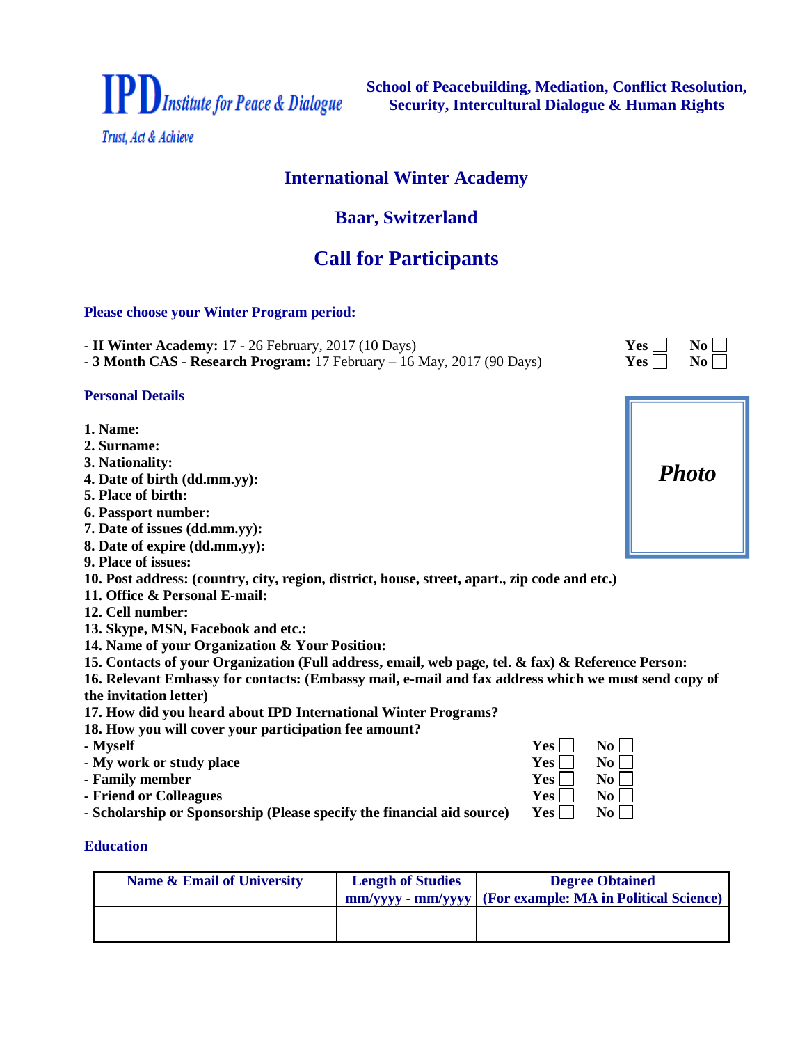**IPD** *Institute for Peace & Dialogue*

*Trust, Act & Achieve*

**School of Peacebuilding, Mediation, Conflict Resolution, Security, Intercultural Dialogue & Human Rights**

# International Winter Academy

## Baar, Switzerland

## Call for Participants

**Please choose your Winter Program period:**

- **II Winter Academy:** 17 - 26 February, 2017 (10 Days) **Yes** ☐ **No** ☐
- **3 Month CAS - Research Program:** 17 February – 16 May, 2017 (90 Days) **Yes** ☐ **No** ☐

**Personal Details**

*Photo*

**1. Name:**
**2. Surname:**
**3. Nationality:**
**4. Date of birth (dd.mm.yy):**
**5. Place of birth:**
**6. Passport number:**
**7. Date of issues (dd.mm.yy):**
**8. Date of expire (dd.mm.yy):**
**9. Place of issues:**
**10. Post address: (country, city, region, district, house, street, apart., zip code and etc.)**
**11. Office & Personal E-mail:**
**12. Cell number:**
**13. Skype, MSN, Facebook and etc.:**
**14. Name of your Organization & Your Position:**
**15. Contacts of your Organization (Full address, email, web page, tel. & fax) & Reference Person:**
**16. Relevant Embassy for contacts: (Embassy mail, e-mail and fax address which we must send copy of the invitation letter)**
**17. How did you heard about IPD International Winter Programs?**
**18. How you will cover your participation fee amount?**

- **Myself** **Yes** ☐ **No** ☐
- **My work or study place** **Yes** ☐ **No** ☐
- **Family member** **Yes** ☐ **No** ☐
- **Friend or Colleagues** **Yes** ☐ **No** ☐
- **Scholarship or Sponsorship (Please specify the financial aid source)** **Yes** ☐ **No** ☐

**Education**

| Name & Email of University | Length of Studies mm/yyyy - mm/yyyy | Degree Obtained (For example: MA in Political Science) |
|---|---|---|
| | | |
| | | |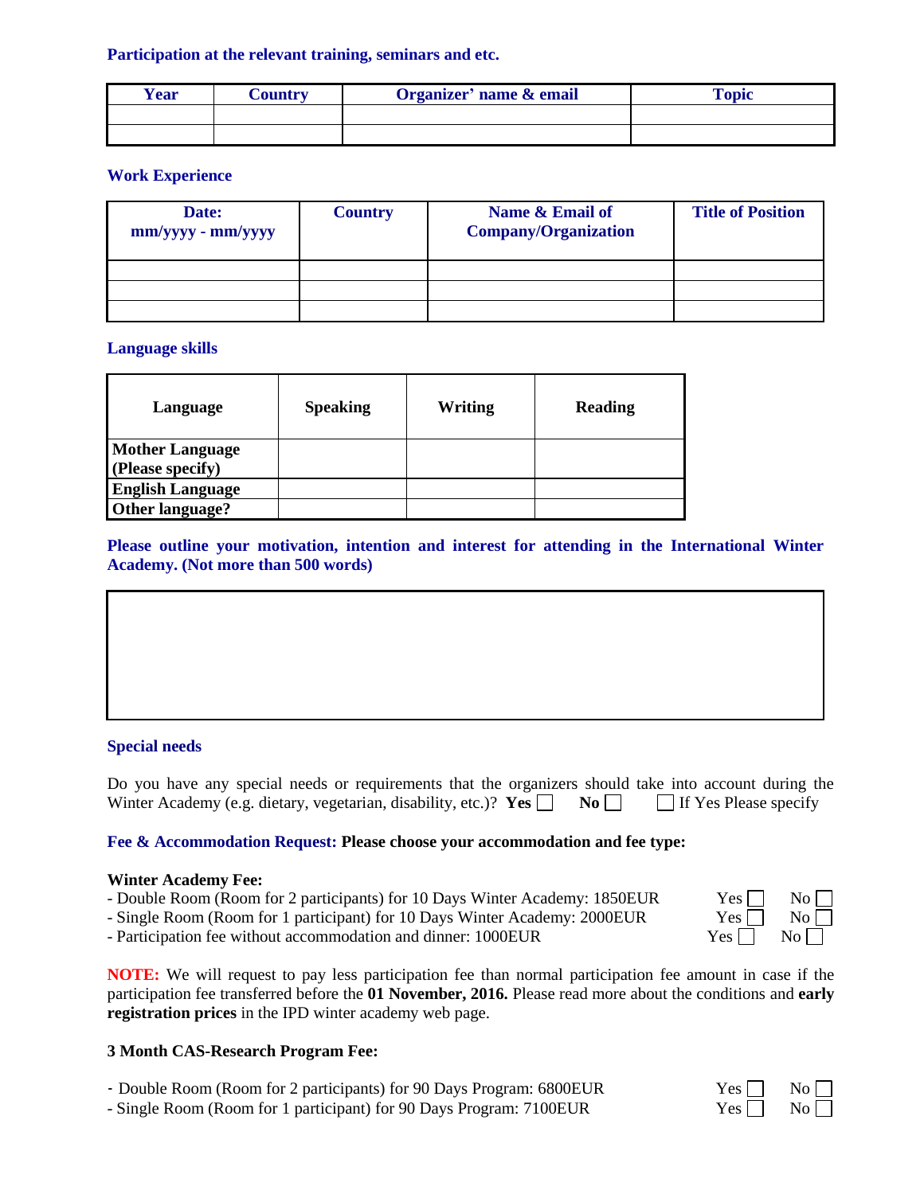**Participation at the relevant training, seminars and etc.**

| Year | Country | Organizer' name & email | Topic |
|---|---|---|---|
| | | | |
| | | | |

**Work Experience**

| Date: mm/yyyy - mm/yyyy | Country | Name & Email of Company/Organization | Title of Position |
|---|---|---|---|
| | | | |
| | | | |
| | | | |

**Language skills**

| Language | Speaking | Writing | Reading |
|---|---|---|---|
| **Mother Language (Please specify)** | | | |
| **English Language** | | | |
| **Other language?** | | | |

**Please outline your motivation, intention and interest for attending in the International Winter Academy. (Not more than 500 words)**

| |
|---|
| |

**Special needs**

Do you have any special needs or requirements that the organizers should take into account during the Winter Academy (e.g. dietary, vegetarian, disability, etc.)? **Yes** ☐ **No** ☐ ☐ If Yes Please specify

**Fee & Accommodation Request: Please choose your accommodation and fee type:**

**Winter Academy Fee:**

- Double Room (Room for 2 participants) for 10 Days Winter Academy: 1850EUR Yes ☐ No ☐
- Single Room (Room for 1 participant) for 10 Days Winter Academy: 2000EUR Yes ☐ No ☐
- Participation fee without accommodation and dinner: 1000EUR Yes ☐ No ☐

**NOTE:** We will request to pay less participation fee than normal participation fee amount in case if the participation fee transferred before the **01 November, 2016.** Please read more about the conditions and **early registration prices** in the IPD winter academy web page.

**3 Month CAS-Research Program Fee:**

- Double Room (Room for 2 participants) for 90 Days Program: 6800EUR Yes ☐ No ☐
- Single Room (Room for 1 participant) for 90 Days Program: 7100EUR Yes ☐ No ☐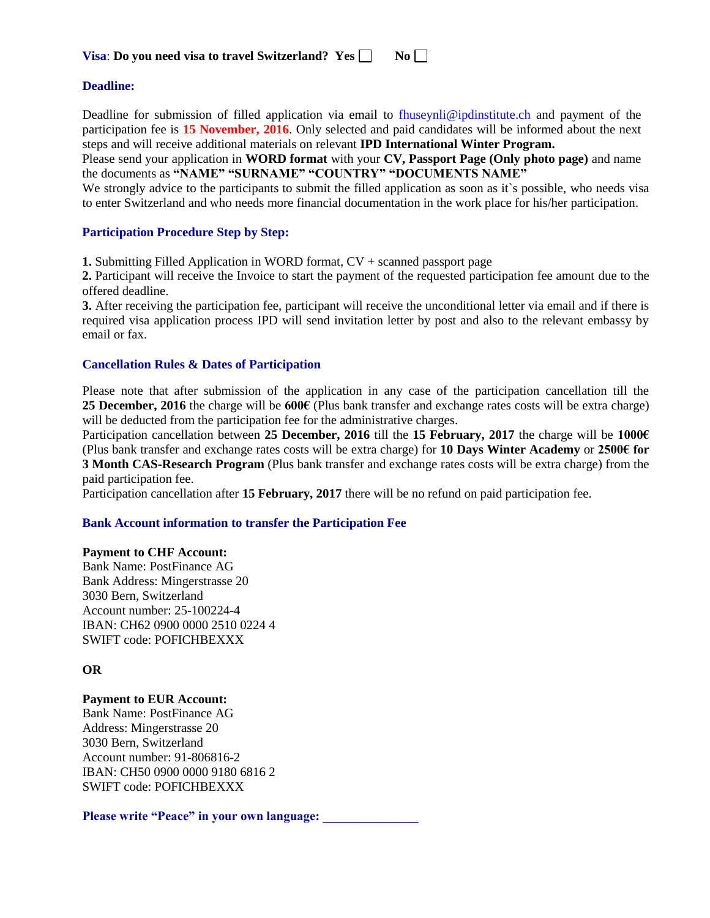**Visa**: **Do you need visa to travel Switzerland? Yes** ☐ **No** ☐

### Deadline:

Deadline for submission of filled application via email to fhuseynli@ipdinstitute.ch and payment of the participation fee is **15 November, 2016**. Only selected and paid candidates will be informed about the next steps and will receive additional materials on relevant **IPD International Winter Program.**

Please send your application in **WORD format** with your **CV, Passport Page (Only photo page)** and name the documents as **"NAME" "SURNAME" "COUNTRY" "DOCUMENTS NAME"**

We strongly advice to the participants to submit the filled application as soon as it`s possible, who needs visa to enter Switzerland and who needs more financial documentation in the work place for his/her participation.

### Participation Procedure Step by Step:

**1.** Submitting Filled Application in WORD format, CV + scanned passport page

**2.** Participant will receive the Invoice to start the payment of the requested participation fee amount due to the offered deadline.

**3.** After receiving the participation fee, participant will receive the unconditional letter via email and if there is required visa application process IPD will send invitation letter by post and also to the relevant embassy by email or fax.

### Cancellation Rules & Dates of Participation

Please note that after submission of the application in any case of the participation cancellation till the **25 December, 2016** the charge will be **600€** (Plus bank transfer and exchange rates costs will be extra charge) will be deducted from the participation fee for the administrative charges.

Participation cancellation between **25 December, 2016** till the **15 February, 2017** the charge will be **1000€** (Plus bank transfer and exchange rates costs will be extra charge) for **10 Days Winter Academy** or **2500€ for 3 Month CAS-Research Program** (Plus bank transfer and exchange rates costs will be extra charge) from the paid participation fee.

Participation cancellation after **15 February, 2017** there will be no refund on paid participation fee.

### Bank Account information to transfer the Participation Fee

**Payment to CHF Account:**
Bank Name: PostFinance AG
Bank Address: Mingerstrasse 20
3030 Bern, Switzerland
Account number: 25-100224-4
IBAN: CH62 0900 0000 2510 0224 4
SWIFT code: POFICHBEXXX

**OR**

**Payment to EUR Account:**
Bank Name: PostFinance AG
Address: Mingerstrasse 20
3030 Bern, Switzerland
Account number: 91-806816-2
IBAN: CH50 0900 0000 9180 6816 2
SWIFT code: POFICHBEXXX

**Please write "Peace" in your own language: _______________**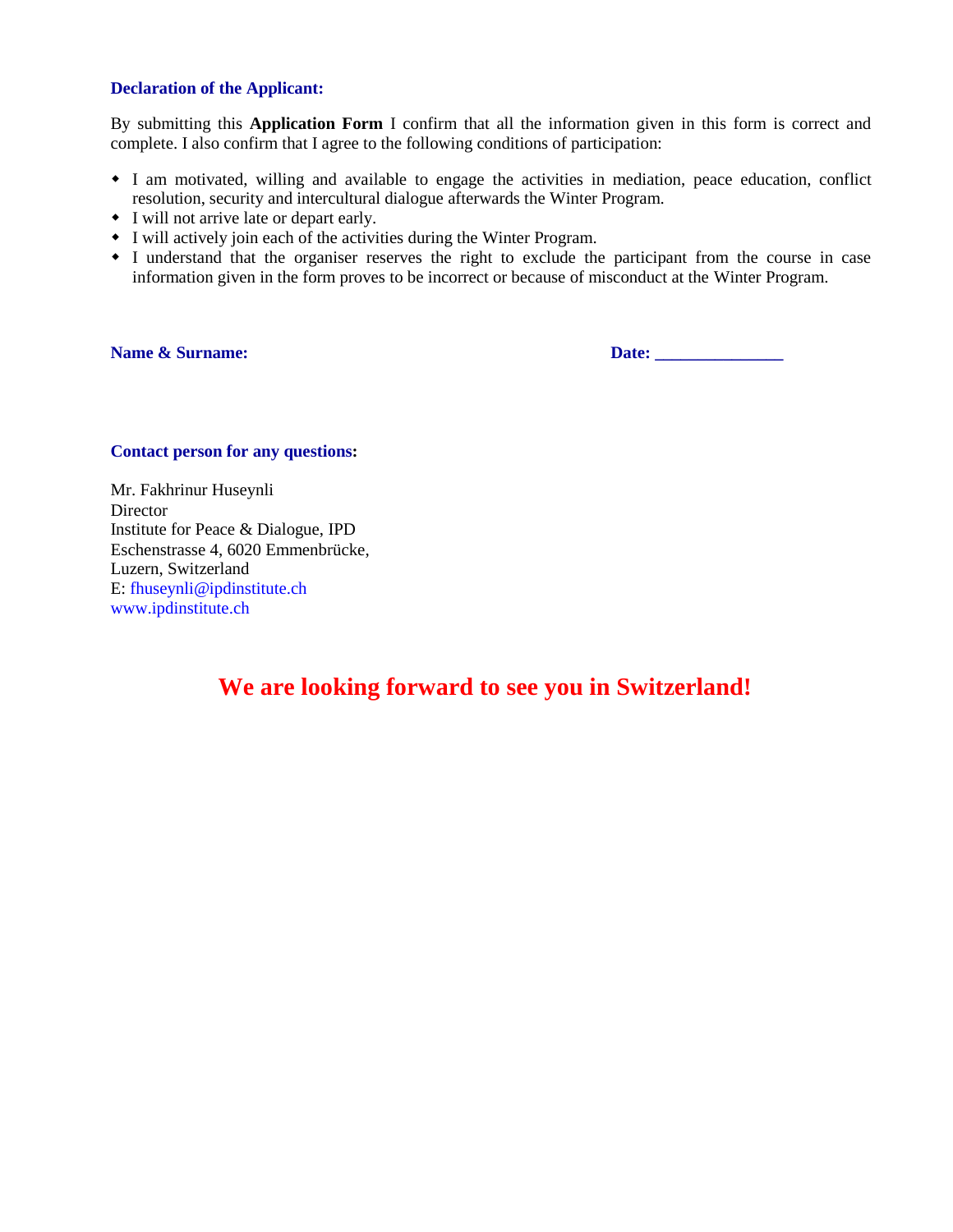**Declaration of the Applicant:**

By submitting this **Application Form** I confirm that all the information given in this form is correct and complete. I also confirm that I agree to the following conditions of participation:

- I am motivated, willing and available to engage the activities in mediation, peace education, conflict resolution, security and intercultural dialogue afterwards the Winter Program.
- I will not arrive late or depart early.
- I will actively join each of the activities during the Winter Program.
- I understand that the organiser reserves the right to exclude the participant from the course in case information given in the form proves to be incorrect or because of misconduct at the Winter Program.

**Name & Surname:** **Date: _______________**

**Contact person for any questions:**

Mr. Fakhrinur Huseynli
Director
Institute for Peace & Dialogue, IPD
Eschenstrasse 4, 6020 Emmenbrücke,
Luzern, Switzerland
E: fhuseynli@ipdinstitute.ch
www.ipdinstitute.ch

**We are looking forward to see you in Switzerland!**